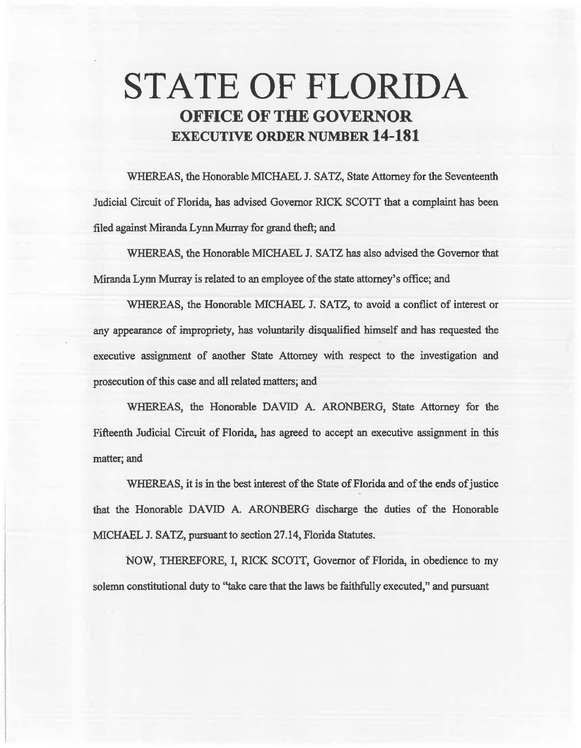# STATE OF FLORIDA

## OFFICE OF THE GOVERNOR

### EXECUTIVE ORDER NUMBER 14-181

WHEREAS, the Honorable MICHAEL J. SATZ, State Attorney for the Seventeenth Judicial Circuit of Florida, has advised Governor RICK SCOTT that a complaint has been filed against Miranda Lynn Murray for grand theft; and

WHEREAS, the Honorable MICHAEL J. SATZ has also advised the Governor that Miranda Lynn Murray is related to an employee of the state attorney's office; and

WHEREAS, the Honorable MICHAEL J. SATZ, to avoid a conflict of interest or any appearance of impropriety, has voluntarily disqualified himself and has requested the executive assignment of another State Attorney with respect to the investigation and prosecution of this case and all related matters; and

WHEREAS, the Honorable DAVID A. ARONBERG, State Attorney for the Fifteenth Judicial Circuit of Florida, has agreed to accept an executive assignment in this matter; and

WHEREAS, it is in the best interest of the State of Florida and of the ends of justice that the Honorable DAVID A. ARONBERG discharge the duties of the Honorable MICHAEL J. SATZ, pursuant to section 27.14, Florida Statutes.

NOW, THEREFORE, I, RICK SCOTT, Governor of Florida, in obedience to my solemn constitutional duty to "take care that the laws be faithfully executed," and pursuant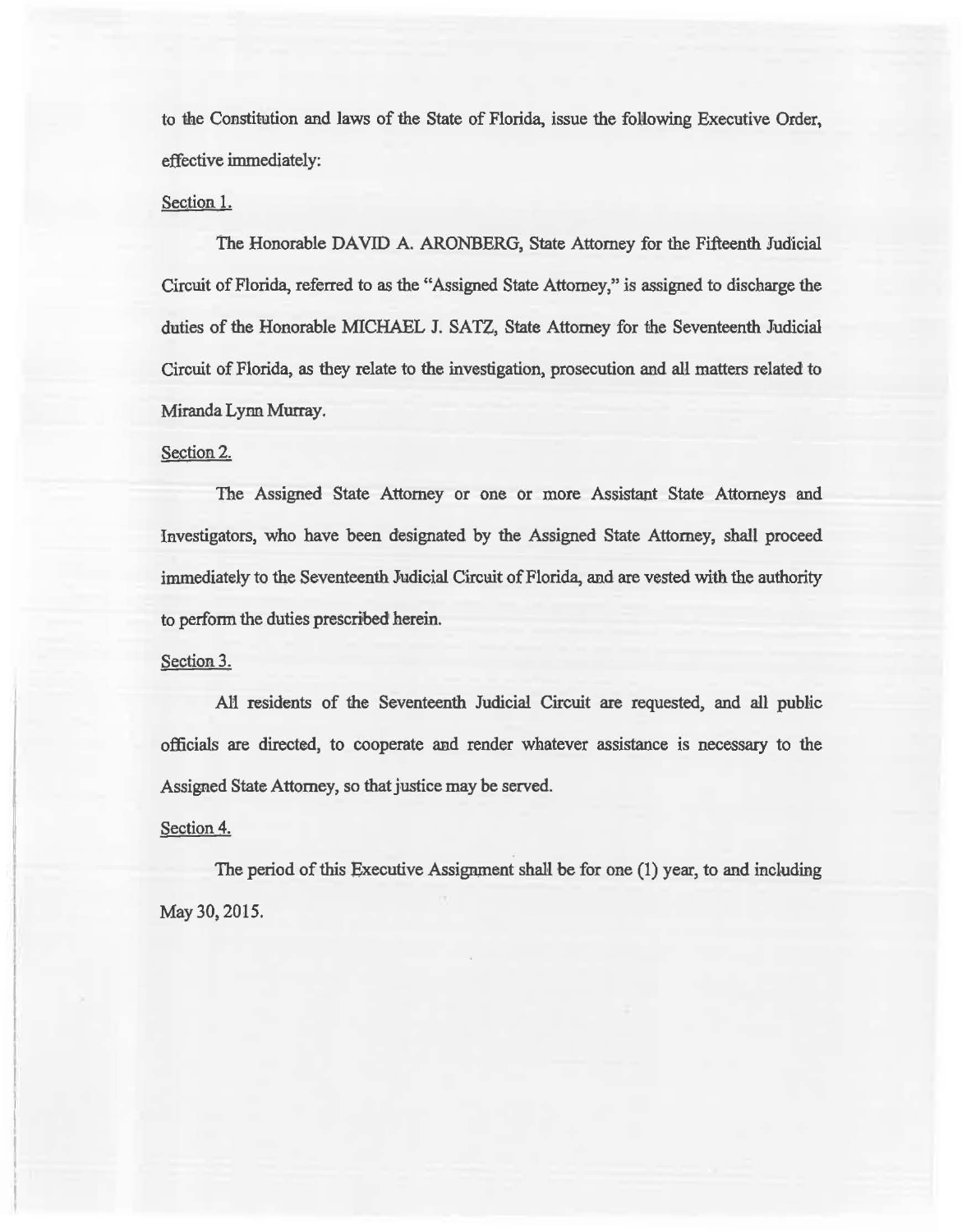to the Constitution and laws of the State of Florida, issue the following Executive Order, effective immediately:

<u>Section 1.</u>

The Honorable DAVID A. ARONBERG, State Attorney for the Fifteenth Judicial Circuit of Florida, referred to as the "Assigned State Attorney," is assigned to discharge the duties of the Honorable MICHAEL J. SATZ, State Attorney for the Seventeenth Judicial Circuit of Florida, as they relate to the investigation, prosecution and all matters related to Miranda Lynn Murray.

<u>Section 2.</u>

The Assigned State Attorney or one or more Assistant State Attorneys and Investigators, who have been designated by the Assigned State Attorney, shall proceed immediately to the Seventeenth Judicial Circuit of Florida, and are vested with the authority to perform the duties prescribed herein.

<u>Section 3.</u>

All residents of the Seventeenth Judicial Circuit are requested, and all public officials are directed, to cooperate and render whatever assistance is necessary to the Assigned State Attorney, so that justice may be served.

<u>Section 4.</u>

The period of this Executive Assignment shall be for one (1) year, to and including May 30, 2015.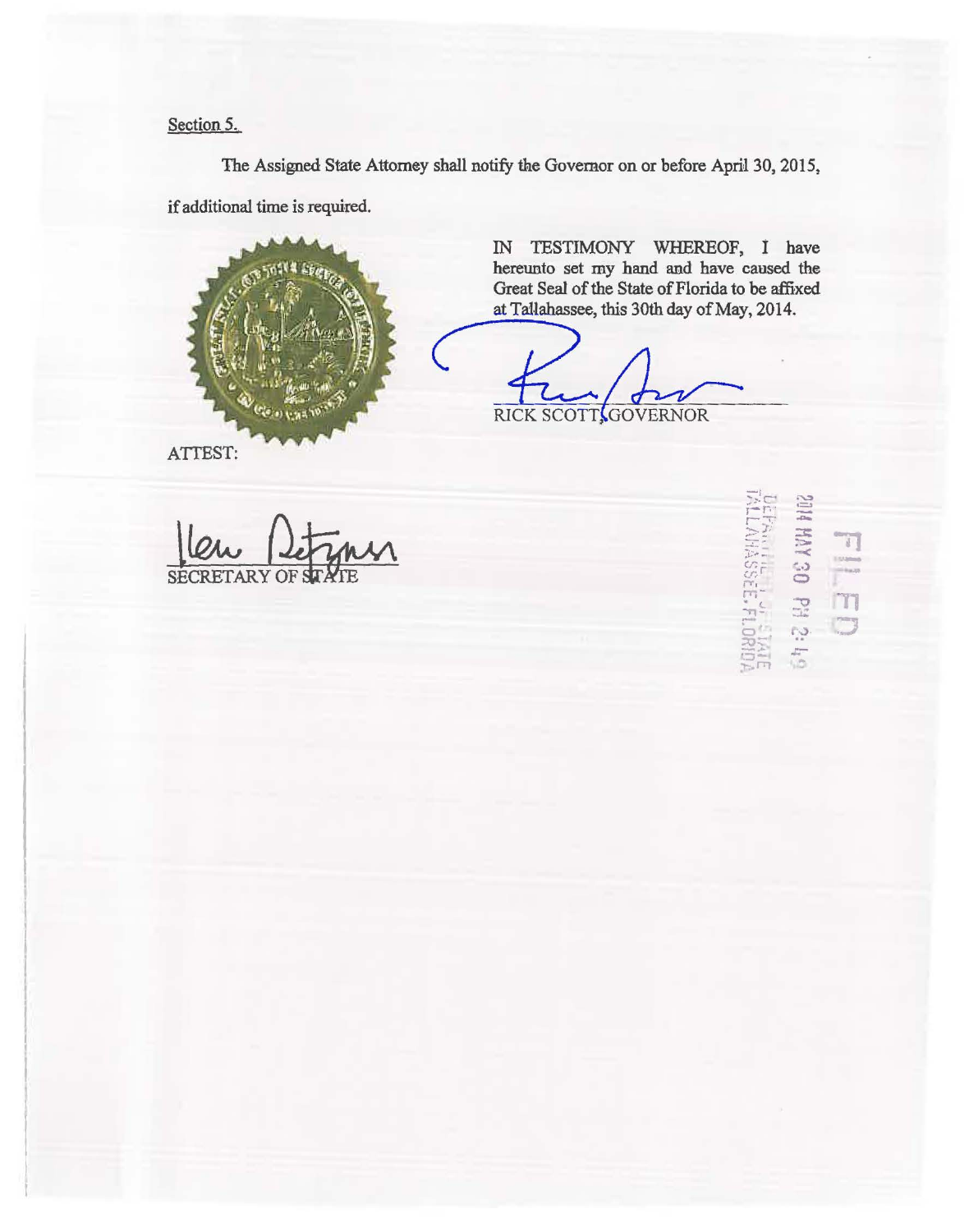Section 5.

The Assigned State Attorney shall notify the Governor on or before April 30, 2015, if additional time is required.

IN TESTIMONY WHEREOF, I have hereunto set my hand and have caused the Great Seal of the State of Florida to be affixed at Tallahassee, this 30th day of May, 2014.

RICK SCOTT, GOVERNOR

ATTEST:

SECRETARY OF STATE

FILED

2014 MAY 30 PM 2:49

DEPARTMENT OF STATE
TALLAHASSEE, FLORIDA